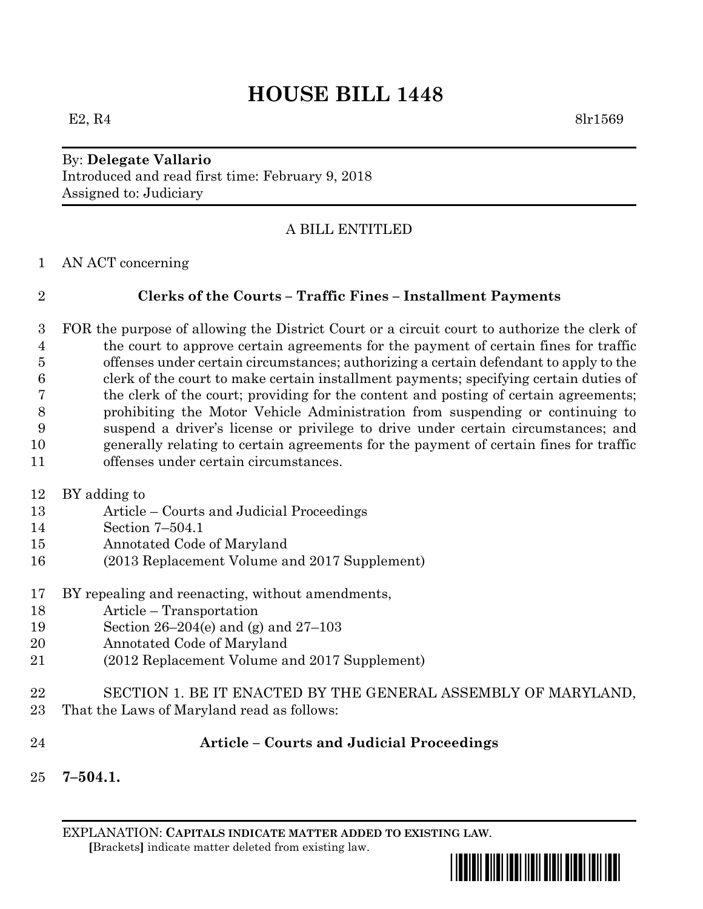# HOUSE BILL 1448

E2, R4 8lr1569

By: **Delegate Vallario**
Introduced and read first time: February 9, 2018
Assigned to: Judiciary

A BILL ENTITLED

1 AN ACT concerning

2 **Clerks of the Courts – Traffic Fines – Installment Payments**

3 FOR the purpose of allowing the District Court or a circuit court to authorize the clerk of
4 the court to approve certain agreements for the payment of certain fines for traffic
5 offenses under certain circumstances; authorizing a certain defendant to apply to the
6 clerk of the court to make certain installment payments; specifying certain duties of
7 the clerk of the court; providing for the content and posting of certain agreements;
8 prohibiting the Motor Vehicle Administration from suspending or continuing to
9 suspend a driver's license or privilege to drive under certain circumstances; and
10 generally relating to certain agreements for the payment of certain fines for traffic
11 offenses under certain circumstances.

12 BY adding to
13 Article – Courts and Judicial Proceedings
14 Section 7–504.1
15 Annotated Code of Maryland
16 (2013 Replacement Volume and 2017 Supplement)

17 BY repealing and reenacting, without amendments,
18 Article – Transportation
19 Section 26–204(e) and (g) and 27–103
20 Annotated Code of Maryland
21 (2012 Replacement Volume and 2017 Supplement)

22 SECTION 1. BE IT ENACTED BY THE GENERAL ASSEMBLY OF MARYLAND,
23 That the Laws of Maryland read as follows:

24 **Article – Courts and Judicial Proceedings**

25 **7–504.1.**

EXPLANATION: **CAPITALS INDICATE MATTER ADDED TO EXISTING LAW**.
**[**Brackets**]** indicate matter deleted from existing law.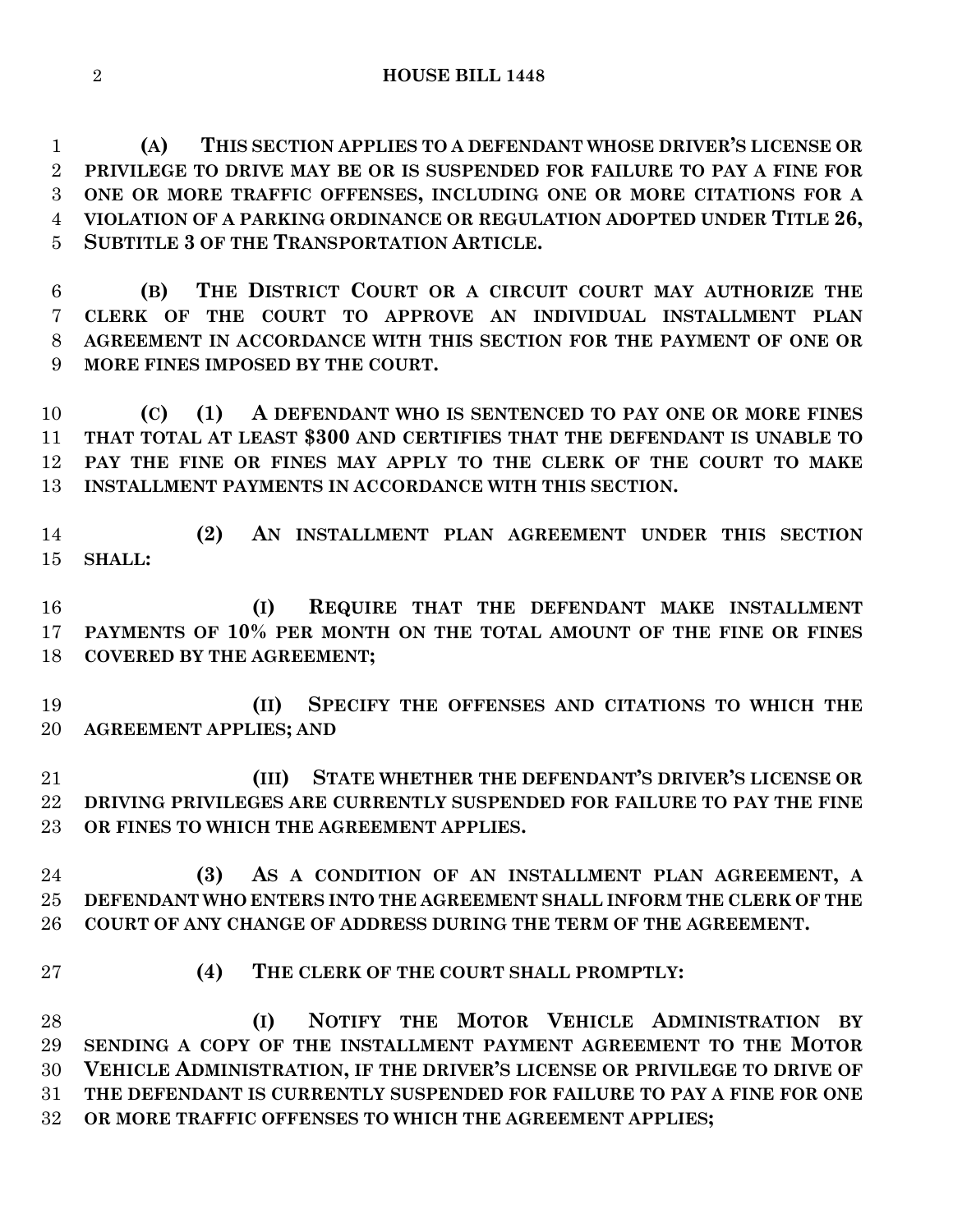**(A) THIS SECTION APPLIES TO A DEFENDANT WHOSE DRIVER'S LICENSE OR PRIVILEGE TO DRIVE MAY BE OR IS SUSPENDED FOR FAILURE TO PAY A FINE FOR ONE OR MORE TRAFFIC OFFENSES, INCLUDING ONE OR MORE CITATIONS FOR A VIOLATION OF A PARKING ORDINANCE OR REGULATION ADOPTED UNDER TITLE 26, SUBTITLE 3 OF THE TRANSPORTATION ARTICLE.**

**(B) THE DISTRICT COURT OR A CIRCUIT COURT MAY AUTHORIZE THE CLERK OF THE COURT TO APPROVE AN INDIVIDUAL INSTALLMENT PLAN AGREEMENT IN ACCORDANCE WITH THIS SECTION FOR THE PAYMENT OF ONE OR MORE FINES IMPOSED BY THE COURT.**

**(C) (1) A DEFENDANT WHO IS SENTENCED TO PAY ONE OR MORE FINES THAT TOTAL AT LEAST $300 AND CERTIFIES THAT THE DEFENDANT IS UNABLE TO PAY THE FINE OR FINES MAY APPLY TO THE CLERK OF THE COURT TO MAKE INSTALLMENT PAYMENTS IN ACCORDANCE WITH THIS SECTION.**

**(2) AN INSTALLMENT PLAN AGREEMENT UNDER THIS SECTION SHALL:**

**(I) REQUIRE THAT THE DEFENDANT MAKE INSTALLMENT PAYMENTS OF 10% PER MONTH ON THE TOTAL AMOUNT OF THE FINE OR FINES COVERED BY THE AGREEMENT;**

**(II) SPECIFY THE OFFENSES AND CITATIONS TO WHICH THE AGREEMENT APPLIES; AND**

**(III) STATE WHETHER THE DEFENDANT'S DRIVER'S LICENSE OR DRIVING PRIVILEGES ARE CURRENTLY SUSPENDED FOR FAILURE TO PAY THE FINE OR FINES TO WHICH THE AGREEMENT APPLIES.**

**(3) AS A CONDITION OF AN INSTALLMENT PLAN AGREEMENT, A DEFENDANT WHO ENTERS INTO THE AGREEMENT SHALL INFORM THE CLERK OF THE COURT OF ANY CHANGE OF ADDRESS DURING THE TERM OF THE AGREEMENT.**

**(4) THE CLERK OF THE COURT SHALL PROMPTLY:**

**(I) NOTIFY THE MOTOR VEHICLE ADMINISTRATION BY SENDING A COPY OF THE INSTALLMENT PAYMENT AGREEMENT TO THE MOTOR VEHICLE ADMINISTRATION, IF THE DRIVER'S LICENSE OR PRIVILEGE TO DRIVE OF THE DEFENDANT IS CURRENTLY SUSPENDED FOR FAILURE TO PAY A FINE FOR ONE OR MORE TRAFFIC OFFENSES TO WHICH THE AGREEMENT APPLIES;**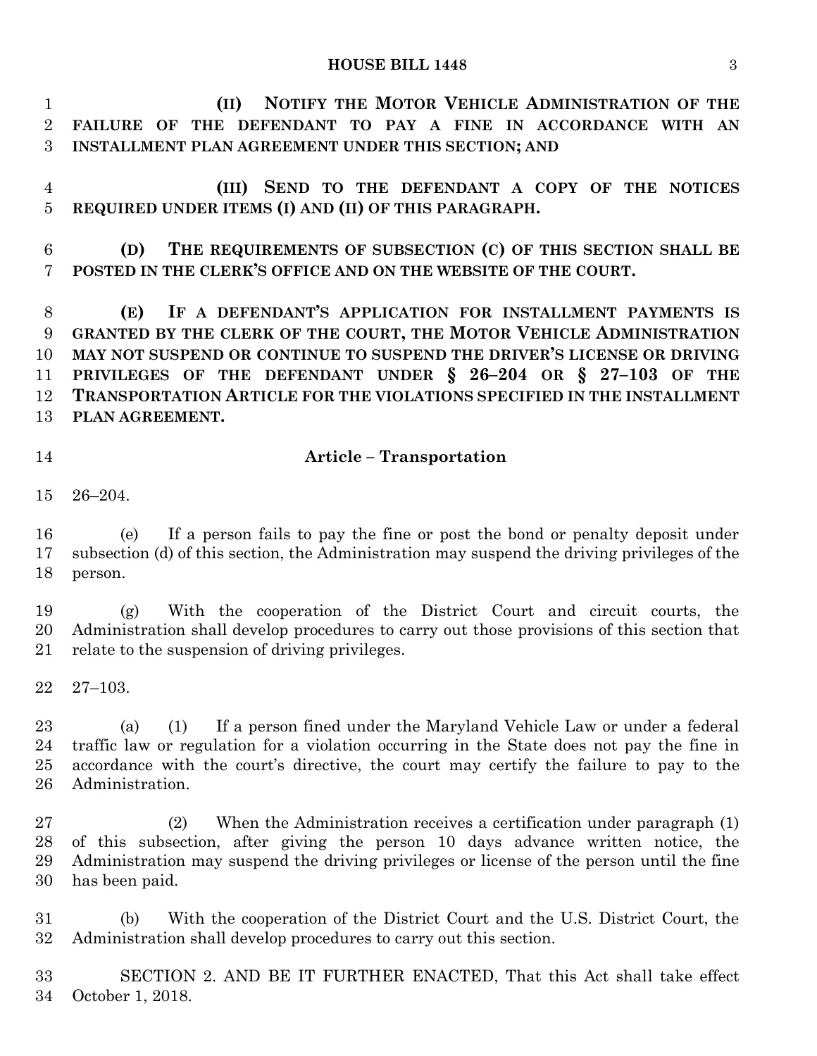**(II) NOTIFY THE MOTOR VEHICLE ADMINISTRATION OF THE FAILURE OF THE DEFENDANT TO PAY A FINE IN ACCORDANCE WITH AN INSTALLMENT PLAN AGREEMENT UNDER THIS SECTION; AND**

**(III) SEND TO THE DEFENDANT A COPY OF THE NOTICES REQUIRED UNDER ITEMS (I) AND (II) OF THIS PARAGRAPH.**

**(D) THE REQUIREMENTS OF SUBSECTION (C) OF THIS SECTION SHALL BE POSTED IN THE CLERK'S OFFICE AND ON THE WEBSITE OF THE COURT.**

**(E) IF A DEFENDANT'S APPLICATION FOR INSTALLMENT PAYMENTS IS GRANTED BY THE CLERK OF THE COURT, THE MOTOR VEHICLE ADMINISTRATION MAY NOT SUSPEND OR CONTINUE TO SUSPEND THE DRIVER'S LICENSE OR DRIVING PRIVILEGES OF THE DEFENDANT UNDER § 26–204 OR § 27–103 OF THE TRANSPORTATION ARTICLE FOR THE VIOLATIONS SPECIFIED IN THE INSTALLMENT PLAN AGREEMENT.**

**Article – Transportation**

26–204.

(e) If a person fails to pay the fine or post the bond or penalty deposit under subsection (d) of this section, the Administration may suspend the driving privileges of the person.

(g) With the cooperation of the District Court and circuit courts, the Administration shall develop procedures to carry out those provisions of this section that relate to the suspension of driving privileges.

27–103.

(a) (1) If a person fined under the Maryland Vehicle Law or under a federal traffic law or regulation for a violation occurring in the State does not pay the fine in accordance with the court's directive, the court may certify the failure to pay to the Administration.

(2) When the Administration receives a certification under paragraph (1) of this subsection, after giving the person 10 days advance written notice, the Administration may suspend the driving privileges or license of the person until the fine has been paid.

(b) With the cooperation of the District Court and the U.S. District Court, the Administration shall develop procedures to carry out this section.

SECTION 2. AND BE IT FURTHER ENACTED, That this Act shall take effect October 1, 2018.